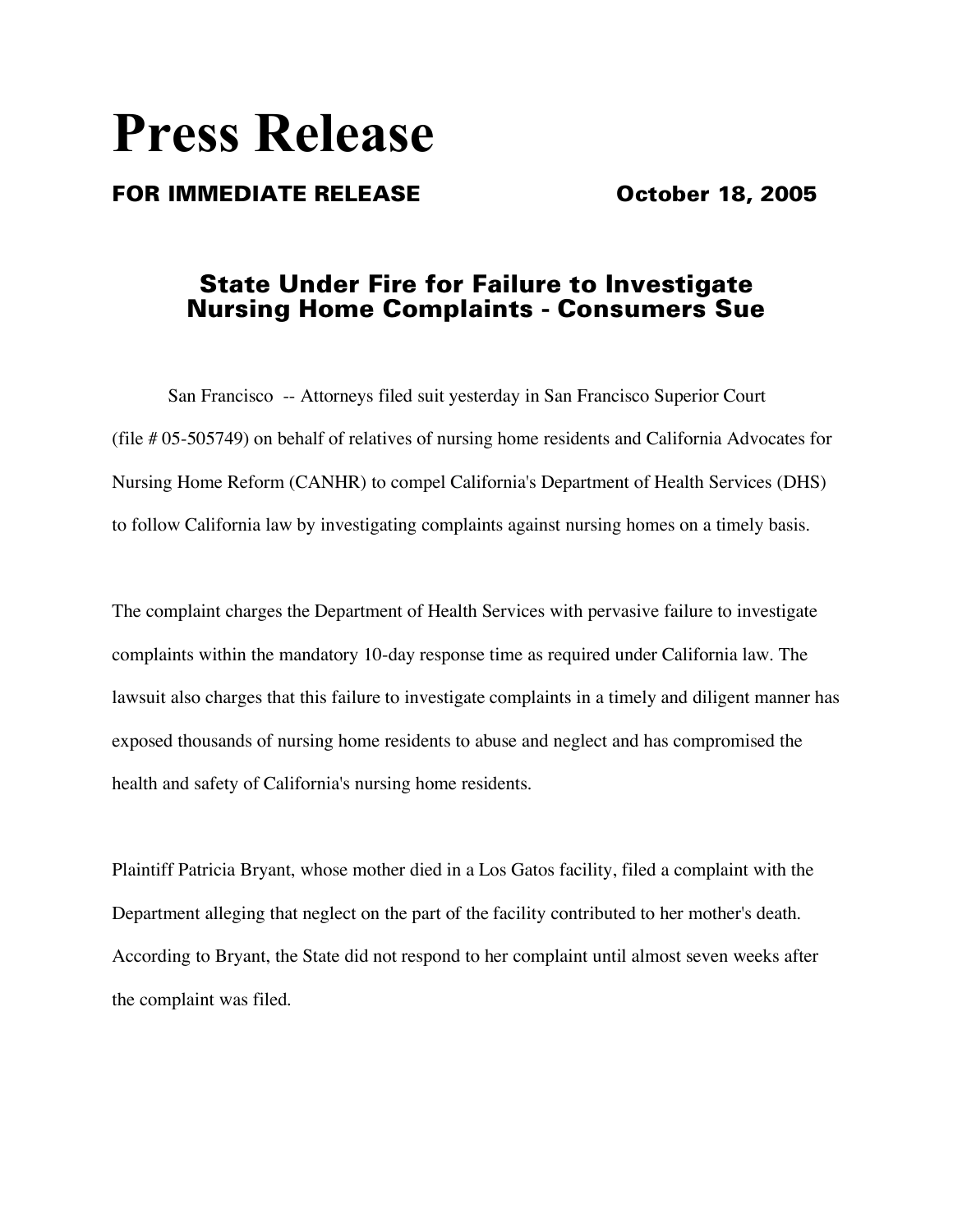# Press Release

**FOR IMMEDIATE RELEASE** **October 18, 2005**

## State Under Fire for Failure to Investigate Nursing Home Complaints - Consumers Sue

San Francisco -- Attorneys filed suit yesterday in San Francisco Superior Court (file # 05-505749) on behalf of relatives of nursing home residents and California Advocates for Nursing Home Reform (CANHR) to compel California's Department of Health Services (DHS) to follow California law by investigating complaints against nursing homes on a timely basis.

The complaint charges the Department of Health Services with pervasive failure to investigate complaints within the mandatory 10-day response time as required under California law. The lawsuit also charges that this failure to investigate complaints in a timely and diligent manner has exposed thousands of nursing home residents to abuse and neglect and has compromised the health and safety of California's nursing home residents.

Plaintiff Patricia Bryant, whose mother died in a Los Gatos facility, filed a complaint with the Department alleging that neglect on the part of the facility contributed to her mother's death. According to Bryant, the State did not respond to her complaint until almost seven weeks after the complaint was filed.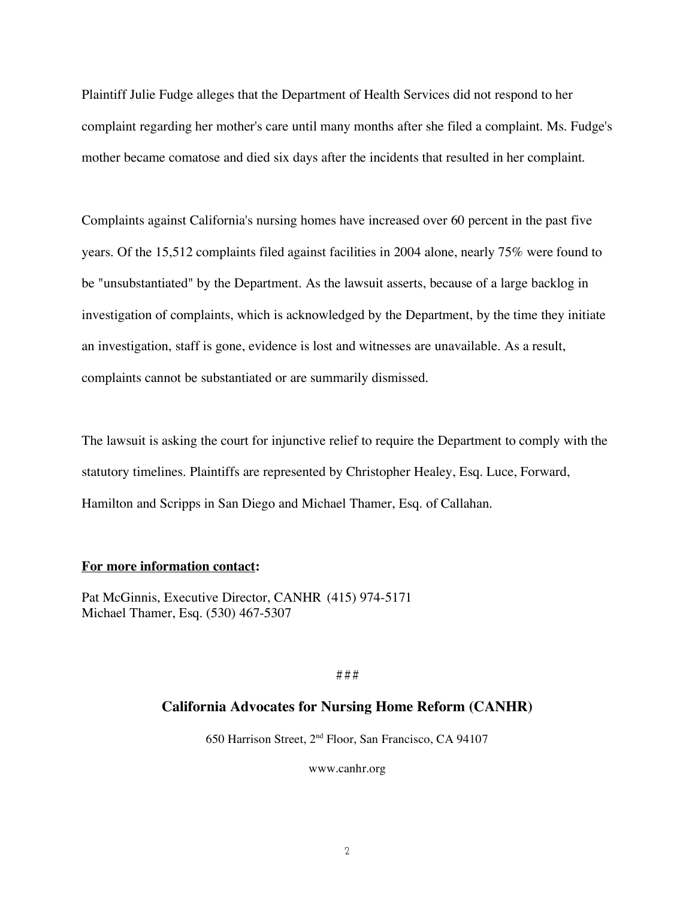Plaintiff Julie Fudge alleges that the Department of Health Services did not respond to her complaint regarding her mother's care until many months after she filed a complaint. Ms. Fudge's mother became comatose and died six days after the incidents that resulted in her complaint.

Complaints against California's nursing homes have increased over 60 percent in the past five years. Of the 15,512 complaints filed against facilities in 2004 alone, nearly 75% were found to be "unsubstantiated" by the Department. As the lawsuit asserts, because of a large backlog in investigation of complaints, which is acknowledged by the Department, by the time they initiate an investigation, staff is gone, evidence is lost and witnesses are unavailable. As a result, complaints cannot be substantiated or are summarily dismissed.

The lawsuit is asking the court for injunctive relief to require the Department to comply with the statutory timelines. Plaintiffs are represented by Christopher Healey, Esq. Luce, Forward, Hamilton and Scripps in San Diego and Michael Thamer, Esq. of Callahan.

**For more information contact:**

Pat McGinnis, Executive Director, CANHR (415) 974-5171
Michael Thamer, Esq. (530) 467-5307

###

**California Advocates for Nursing Home Reform (CANHR)**

650 Harrison Street, 2nd Floor, San Francisco, CA 94107

www.canhr.org